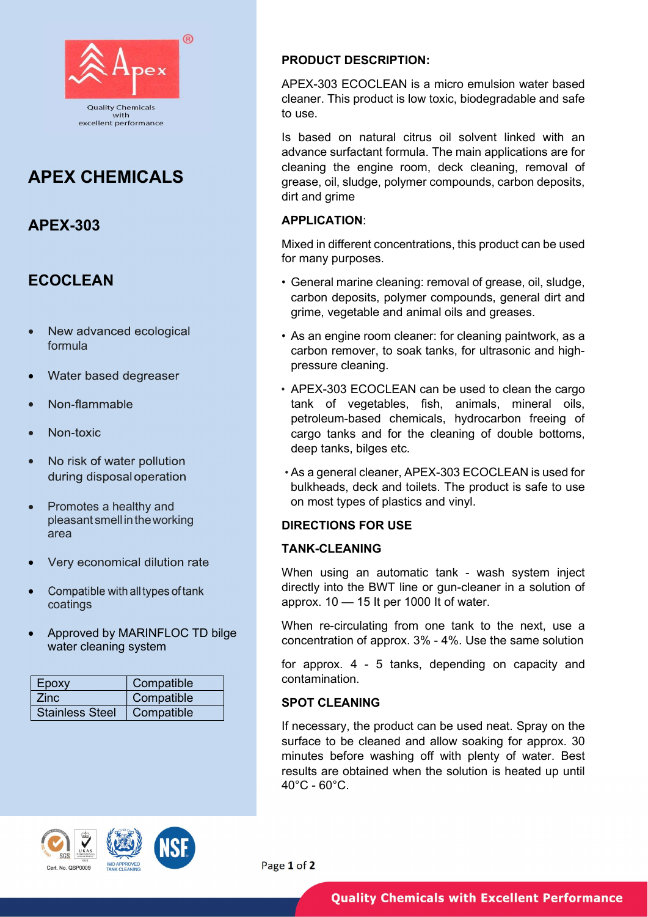Quality Chemicals with excellent performance

# APEX CHEMICALS

## APEX-303

## ECOCLEAN

- New advanced ecological formula
- Water based degreaser
- Non-flammable
- Non-toxic
- No risk of water pollution during disposal operation
- Promotes a healthy and pleasant smell in the working area
- Very economical dilution rate
- Compatible with all types of tank coatings
- Approved by MARINFLOC TD bilge water cleaning system

| Epoxy | Compatible |
|---|---|
| Zinc | Compatible |
| Stainless Steel | Compatible |

Cert. No. QSP0009

IMO APPROVED TANK CLEANING

### PRODUCT DESCRIPTION:

APEX-303 ECOCLEAN is a micro emulsion water based cleaner. This product is low toxic, biodegradable and safe to use.

Is based on natural citrus oil solvent linked with an advance surfactant formula. The main applications are for cleaning the engine room, deck cleaning, removal of grease, oil, sludge, polymer compounds, carbon deposits, dirt and grime

### APPLICATION:

Mixed in different concentrations, this product can be used for many purposes.

- General marine cleaning: removal of grease, oil, sludge, carbon deposits, polymer compounds, general dirt and grime, vegetable and animal oils and greases.
- As an engine room cleaner: for cleaning paintwork, as a carbon remover, to soak tanks, for ultrasonic and high-pressure cleaning.
- APEX-303 ECOCLEAN can be used to clean the cargo tank of vegetables, fish, animals, mineral oils, petroleum-based chemicals, hydrocarbon freeing of cargo tanks and for the cleaning of double bottoms, deep tanks, bilges etc.
- As a general cleaner, APEX-303 ECOCLEAN is used for bulkheads, deck and toilets. The product is safe to use on most types of plastics and vinyl.

### DIRECTIONS FOR USE

### TANK-CLEANING

When using an automatic tank - wash system inject directly into the BWT line or gun-cleaner in a solution of approx. 10 — 15 lt per 1000 lt of water.

When re-circulating from one tank to the next, use a concentration of approx. 3% - 4%. Use the same solution for approx. 4 - 5 tanks, depending on capacity and contamination.

### SPOT CLEANING

If necessary, the product can be used neat. Spray on the surface to be cleaned and allow soaking for approx. 30 minutes before washing off with plenty of water. Best results are obtained when the solution is heated up until 40°C - 60°C.

Quality Chemicals with Excellent Performance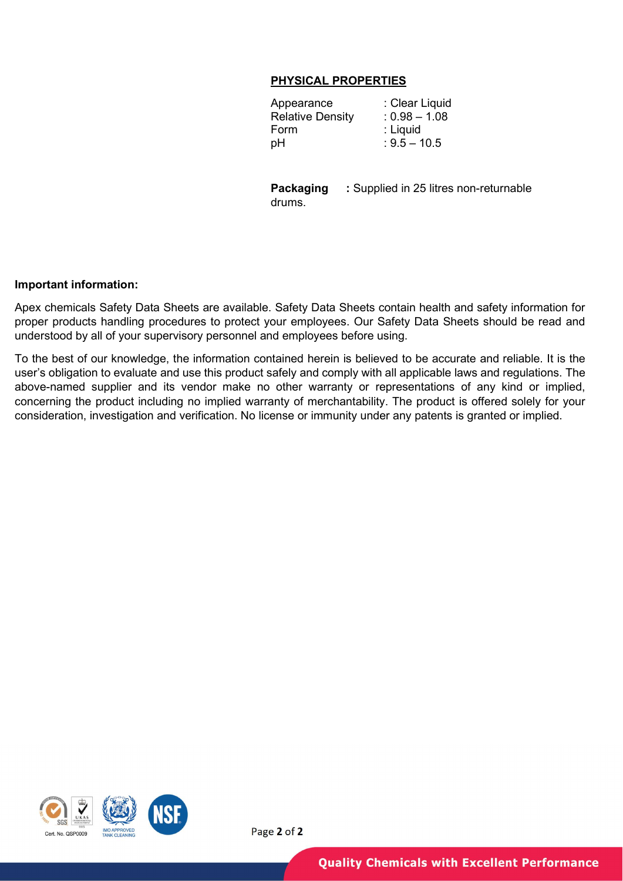## PHYSICAL PROPERTIES

| | |
|---|---|
| Appearance | : Clear Liquid |
| Relative Density | : 0.98 – 1.08 |
| Form | : Liquid |
| pH | : 9.5 – 10.5 |

**Packaging** **:** Supplied in 25 litres non-returnable drums.

**Important information:**

Apex chemicals Safety Data Sheets are available. Safety Data Sheets contain health and safety information for proper products handling procedures to protect your employees. Our Safety Data Sheets should be read and understood by all of your supervisory personnel and employees before using.

To the best of our knowledge, the information contained herein is believed to be accurate and reliable. It is the user's obligation to evaluate and use this product safely and comply with all applicable laws and regulations. The above-named supplier and its vendor make no other warranty or representations of any kind or implied, concerning the product including no implied warranty of merchantability. The product is offered solely for your consideration, investigation and verification. No license or immunity under any patents is granted or implied.

Cert. No. QSP0009

IMO APPROVED TANK CLEANING

Quality Chemicals with Excellent Performance